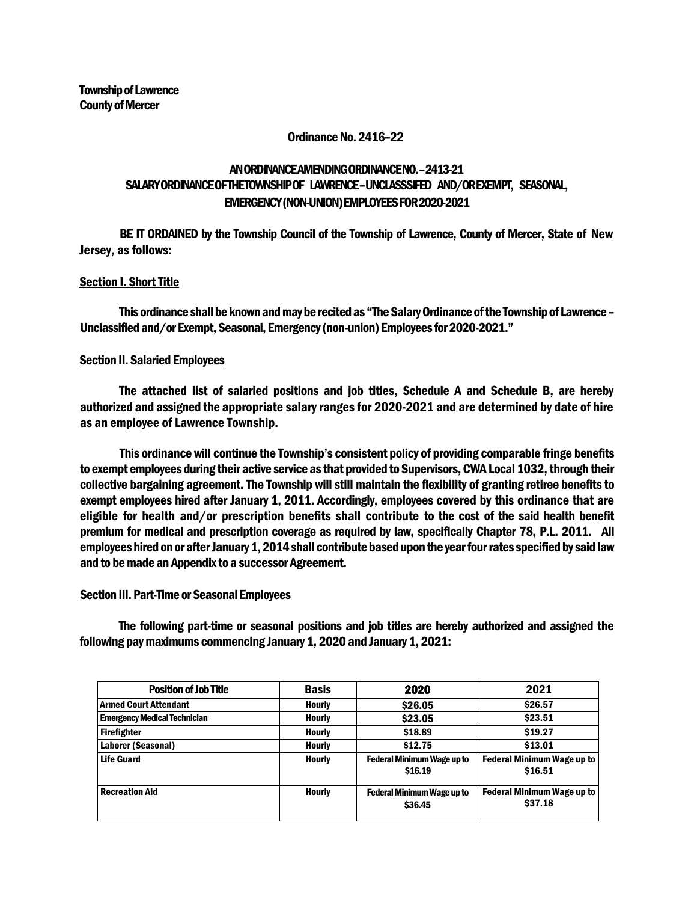**Township of Lawrence**
**County of Mercer**

**Ordinance No. 2416–22**

**AN ORDINANCE AMENDING ORDINANCE NO. –2413-21**
**SALARY ORDINANCE OF THE TOWNSHIP OF LAWRENCE – UNCLASSSIFED AND/OR EXEMPT, SEASONAL, EMERGENCY (NON-UNION) EMPLOYEES FOR 2020-2021**

**BE IT ORDAINED** by the Township Council of the Township of Lawrence, County of Mercer, State of New Jersey, as follows:

**Section I. Short Title**

This ordinance shall be known and may be recited as "The Salary Ordinance of the Township of Lawrence – Unclassified and/or Exempt, Seasonal, Emergency (non-union) Employees for 2020-2021."

**Section II. Salaried Employees**

The attached list of salaried positions and job titles, Schedule A and Schedule B, are hereby authorized and assigned the appropriate salary ranges for 2020-2021 and are determined by date of hire as an employee of Lawrence Township.

This ordinance will continue the Township's consistent policy of providing comparable fringe benefits to exempt employees during their active service as that provided to Supervisors, CWA Local 1032, through their collective bargaining agreement. The Township will still maintain the flexibility of granting retiree benefits to exempt employees hired after January 1, 2011. Accordingly, employees covered by this ordinance that are eligible for health and/or prescription benefits shall contribute to the cost of the said health benefit premium for medical and prescription coverage as required by law, specifically Chapter 78, P.L. 2011. All employees hired on or after January 1, 2014 shall contribute based upon the year four rates specified by said law and to be made an Appendix to a successor Agreement.

**Section III. Part-Time or Seasonal Employees**

The following part-time or seasonal positions and job titles are hereby authorized and assigned the following pay maximums commencing January 1, 2020 and January 1, 2021:

| Position of Job Title | Basis | 2020 | 2021 |
|---|---|---|---|
| Armed Court Attendant | Hourly | $26.05 | $26.57 |
| Emergency Medical Technician | Hourly | $23.05 | $23.51 |
| Firefighter | Hourly | $18.89 | $19.27 |
| Laborer (Seasonal) | Hourly | $12.75 | $13.01 |
| Life Guard | Hourly | Federal Minimum Wage up to $16.19 | Federal Minimum Wage up to $16.51 |
| Recreation Aid | Hourly | Federal Minimum Wage up to $36.45 | Federal Minimum Wage up to $37.18 |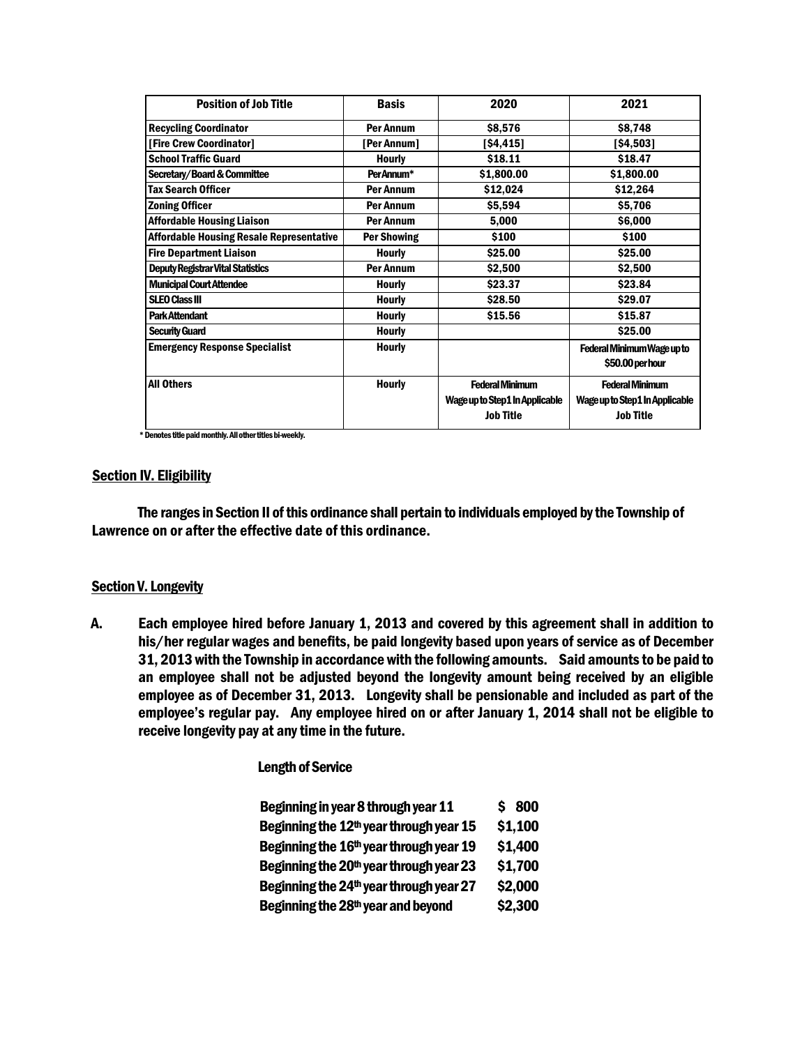| Position of Job Title | Basis | 2020 | 2021 |
|---|---|---|---|
| Recycling Coordinator | Per Annum | $8,576 | $8,748 |
| [Fire Crew Coordinator] | [Per Annum] | [$4,415] | [$4,503] |
| School Traffic Guard | Hourly | $18.11 | $18.47 |
| Secretary/Board & Committee | Per Annum* | $1,800.00 | $1,800.00 |
| Tax Search Officer | Per Annum | $12,024 | $12,264 |
| Zoning Officer | Per Annum | $5,594 | $5,706 |
| Affordable Housing Liaison | Per Annum | 5,000 | $6,000 |
| Affordable Housing Resale Representative | Per Showing | $100 | $100 |
| Fire Department Liaison | Hourly | $25.00 | $25.00 |
| Deputy Registrar Vital Statistics | Per Annum | $2,500 | $2,500 |
| Municipal Court Attendee | Hourly | $23.37 | $23.84 |
| SLEO Class III | Hourly | $28.50 | $29.07 |
| Park Attendant | Hourly | $15.56 | $15.87 |
| Security Guard | Hourly | | $25.00 |
| Emergency Response Specialist | Hourly | | Federal Minimum Wage up to $50.00 per hour |
| All Others | Hourly | Federal Minimum Wage up to Step1 In Applicable Job Title | Federal Minimum Wage up to Step1 In Applicable Job Title |

* Denotes title paid monthly. All other titles bi-weekly.

## Section IV. Eligibility

The ranges in Section II of this ordinance shall pertain to individuals employed by the Township of Lawrence on or after the effective date of this ordinance.

## Section V. Longevity

A. Each employee hired before January 1, 2013 and covered by this agreement shall in addition to his/her regular wages and benefits, be paid longevity based upon years of service as of December 31, 2013 with the Township in accordance with the following amounts. Said amounts to be paid to an employee shall not be adjusted beyond the longevity amount being received by an eligible employee as of December 31, 2013. Longevity shall be pensionable and included as part of the employee's regular pay. Any employee hired on or after January 1, 2014 shall not be eligible to receive longevity pay at any time in the future.

Length of Service

| | |
|---|---|
| Beginning in year 8 through year 11 | $ 800 |
| Beginning the 12th year through year 15 | $1,100 |
| Beginning the 16th year through year 19 | $1,400 |
| Beginning the 20th year through year 23 | $1,700 |
| Beginning the 24th year through year 27 | $2,000 |
| Beginning the 28th year and beyond | $2,300 |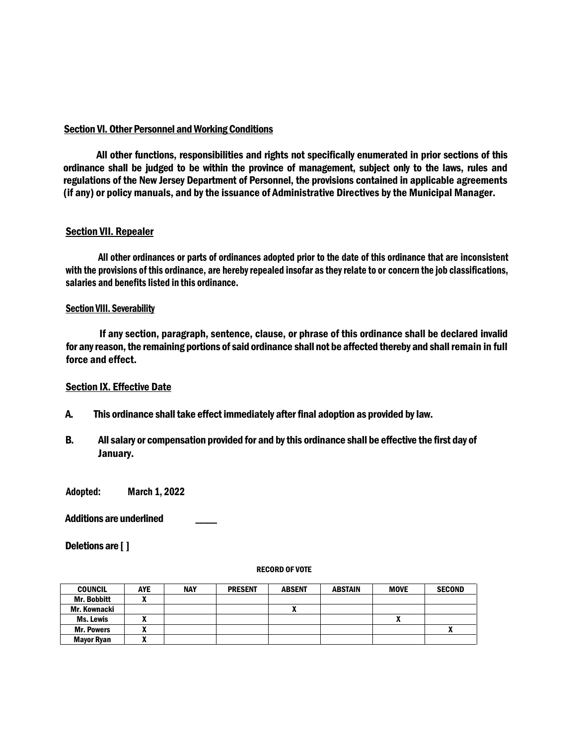**Section VI. Other Personnel and Working Conditions**

All other functions, responsibilities and rights not specifically enumerated in prior sections of this ordinance shall be judged to be within the province of management, subject only to the laws, rules and regulations of the New Jersey Department of Personnel, the provisions contained in applicable agreements (if any) or policy manuals, and by the issuance of Administrative Directives by the Municipal Manager.

**Section VII. Repealer**

All other ordinances or parts of ordinances adopted prior to the date of this ordinance that are inconsistent with the provisions of this ordinance, are hereby repealed insofar as they relate to or concern the job classifications, salaries and benefits listed in this ordinance.

**Section VIII. Severability**

If any section, paragraph, sentence, clause, or phrase of this ordinance shall be declared invalid for any reason, the remaining portions of said ordinance shall not be affected thereby and shall remain in full force and effect.

**Section IX. Effective Date**

A. This ordinance shall take effect immediately after final adoption as provided by law.

B. All salary or compensation provided for and by this ordinance shall be effective the first day of January.

Adopted: March 1, 2022

Additions are underlined ____

Deletions are [ ]

RECORD OF VOTE

| COUNCIL | AYE | NAY | PRESENT | ABSENT | ABSTAIN | MOVE | SECOND |
|---|---|---|---|---|---|---|---|
| Mr. Bobbitt | X | | | | | | |
| Mr. Kownacki | | | | X | | | |
| Ms. Lewis | X | | | | | X | |
| Mr. Powers | X | | | | | | X |
| Mayor Ryan | X | | | | | | |